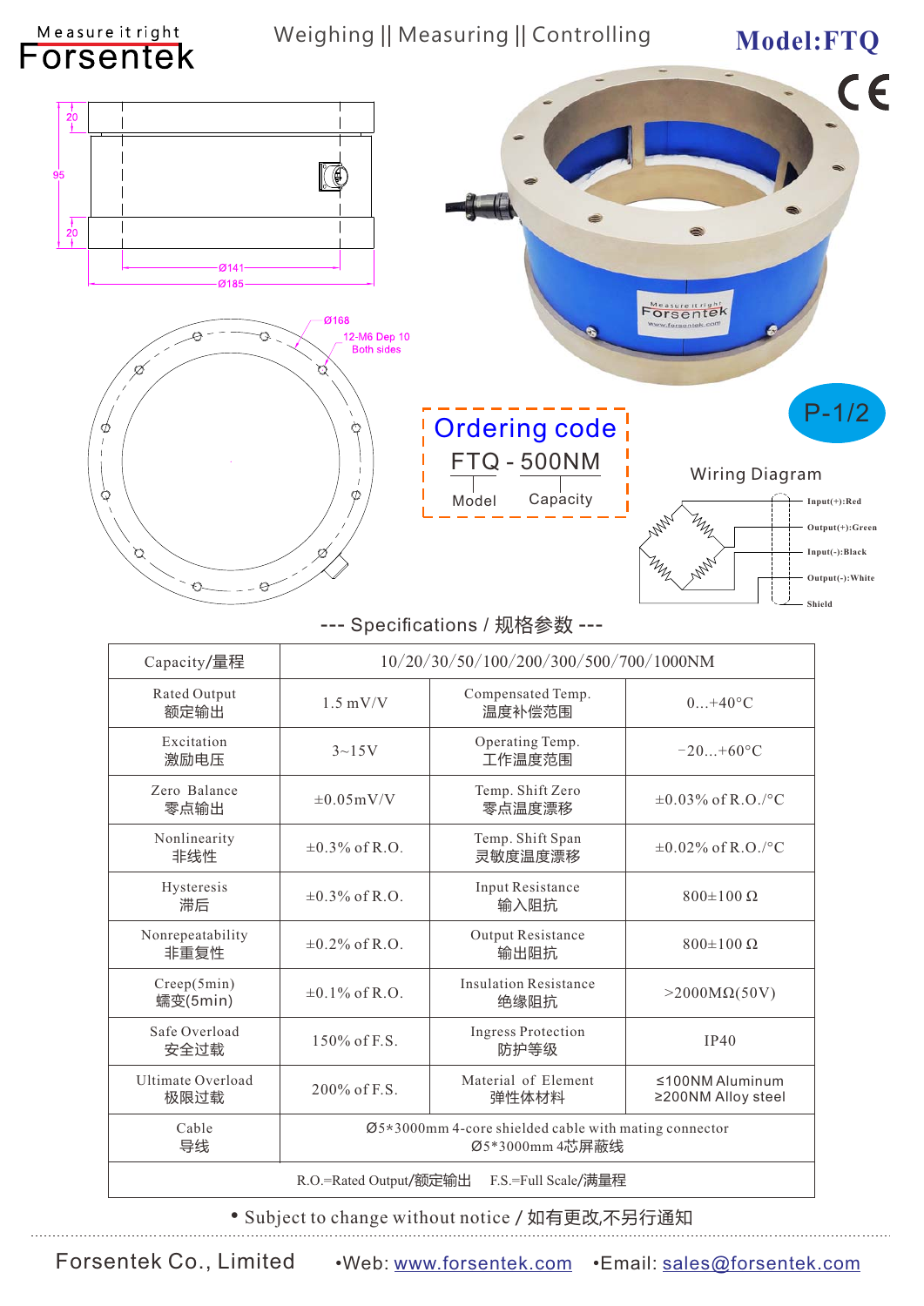Measure it right
Forsentek

Weighing || Measuring || Controlling

# Model:FTQ

20

95

20

Ø141

Ø185

Ø168

12-M6 Dep 10
Both sides

## Ordering code

FTQ - 500NM

Model　Capacity

P-1/2

## Wiring Diagram

- Input(+):Red
- Output(+):Green
- Input(-):Black
- Output(-):White
- Shield

## --- Specifications / 规格参数 ---

| Capacity/量程 | 10/20/30/50/100/200/300/500/700/1000NM | | |
|---|---|---|---|
| Rated Output 额定输出 | 1.5 mV/V | Compensated Temp. 温度补偿范围 | 0...+40°C |
| Excitation 激励电压 | 3~15V | Operating Temp. 工作温度范围 | −20...+60°C |
| Zero Balance 零点输出 | ±0.05mV/V | Temp. Shift Zero 零点温度漂移 | ±0.03% of R.O./°C |
| Nonlinearity 非线性 | ±0.3% of R.O. | Temp. Shift Span 灵敏度温度漂移 | ±0.02% of R.O./°C |
| Hysteresis 滞后 | ±0.3% of R.O. | Input Resistance 输入阻抗 | 800±100 Ω |
| Nonrepeatability 非重复性 | ±0.2% of R.O. | Output Resistance 输出阻抗 | 800±100 Ω |
| Creep(5min) 蠕变(5min) | ±0.1% of R.O. | Insulation Resistance 绝缘阻抗 | >2000MΩ(50V) |
| Safe Overload 安全过载 | 150% of F.S. | Ingress Protection 防护等级 | IP40 |
| Ultimate Overload 极限过载 | 200% of F.S. | Material of Element 弹性体材料 | ≤100NM Aluminum ≥200NM Alloy steel |
| Cable 导线 | Ø5*3000mm 4-core shielded cable with mating connector Ø5*3000mm 4芯屏蔽线 | | |
| R.O.=Rated Output/额定输出　F.S.=Full Scale/满量程 | | | |

• Subject to change without notice / 如有更改,不另行通知

Forsentek Co., Limited　•Web: www.forsentek.com　•Email: sales@forsentek.com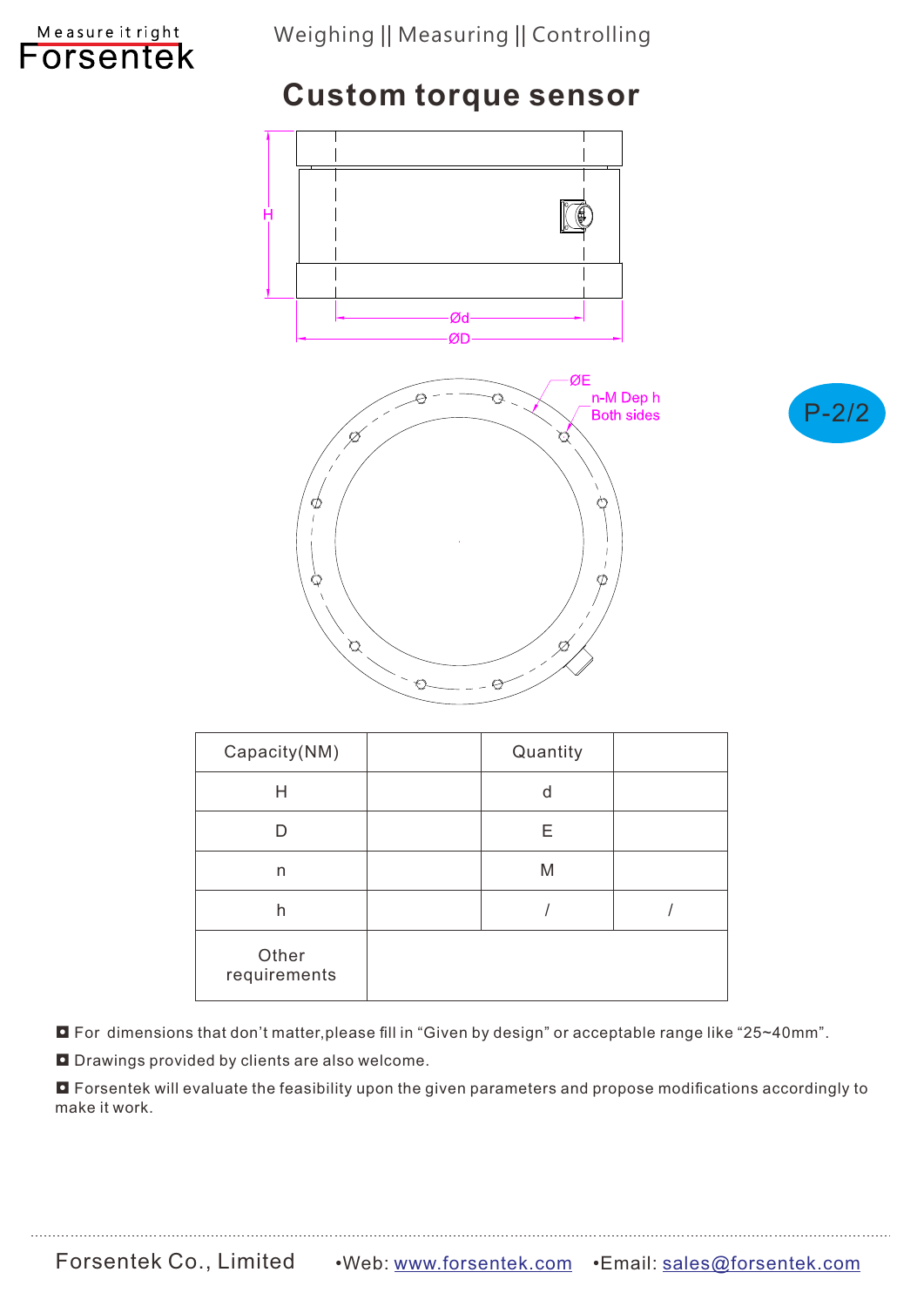# Custom torque sensor

H

Ød

ØD

ØE

n-M Dep h
Both sides

| Capacity(NM) | | Quantity | |
|---|---|---|---|
| H | | d | |
| D | | E | |
| n | | M | |
| h | | / | / |
| Other requirements | | | |

- For dimensions that don't matter,please fill in "Given by design" or acceptable range like "25~40mm".
- Drawings provided by clients are also welcome.
- Forsentek will evaluate the feasibility upon the given parameters and propose modifications accordingly to make it work.